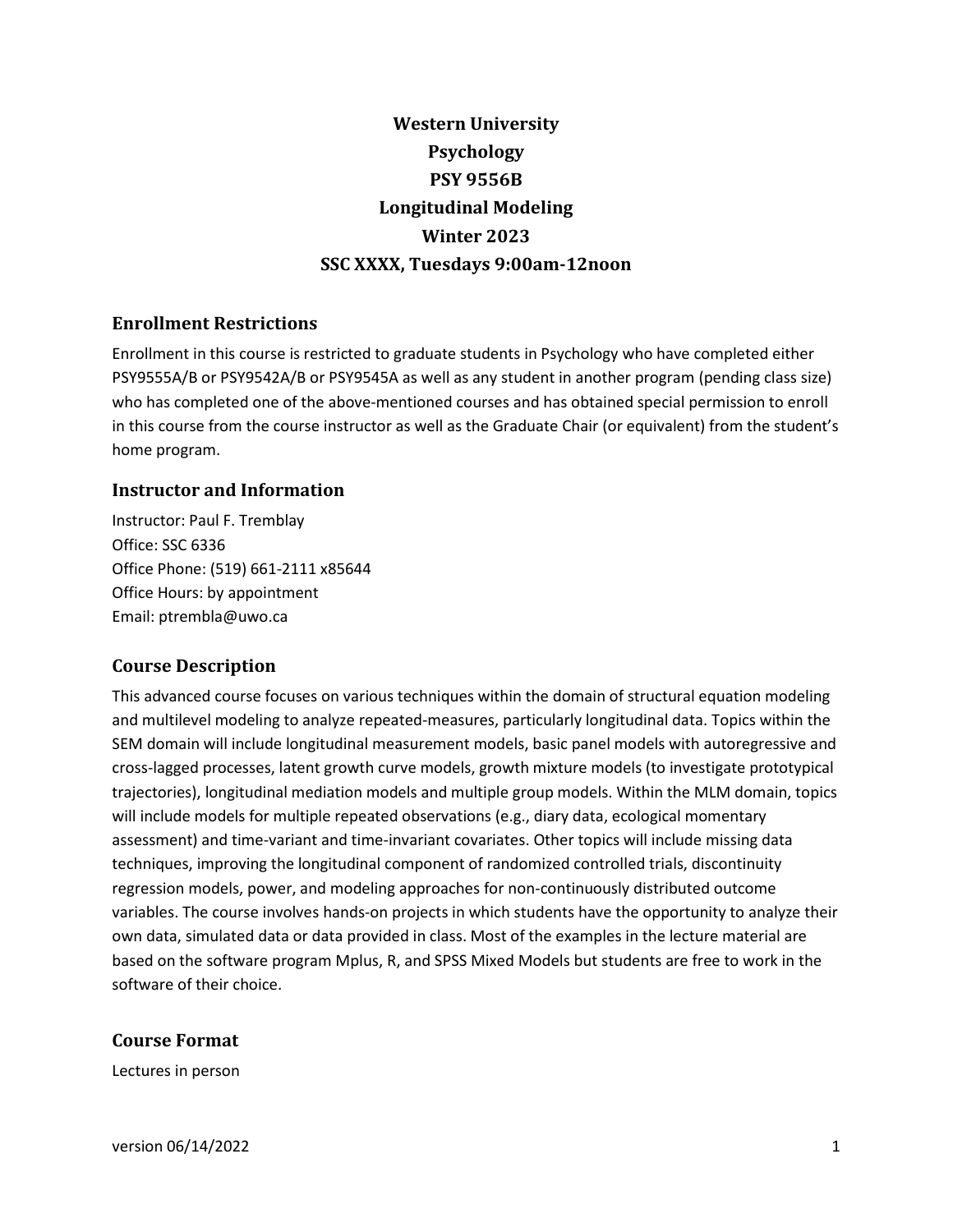# Western University
# Psychology
# PSY 9556B
# Longitudinal Modeling
# Winter 2023
# SSC XXXX, Tuesdays 9:00am-12noon

## Enrollment Restrictions

Enrollment in this course is restricted to graduate students in Psychology who have completed either PSY9555A/B or PSY9542A/B or PSY9545A as well as any student in another program (pending class size) who has completed one of the above-mentioned courses and has obtained special permission to enroll in this course from the course instructor as well as the Graduate Chair (or equivalent) from the student's home program.

## Instructor and Information

Instructor: Paul F. Tremblay
Office: SSC 6336
Office Phone: (519) 661-2111 x85644
Office Hours: by appointment
Email: ptrembla@uwo.ca

## Course Description

This advanced course focuses on various techniques within the domain of structural equation modeling and multilevel modeling to analyze repeated-measures, particularly longitudinal data. Topics within the SEM domain will include longitudinal measurement models, basic panel models with autoregressive and cross-lagged processes, latent growth curve models, growth mixture models (to investigate prototypical trajectories), longitudinal mediation models and multiple group models. Within the MLM domain, topics will include models for multiple repeated observations (e.g., diary data, ecological momentary assessment) and time-variant and time-invariant covariates. Other topics will include missing data techniques, improving the longitudinal component of randomized controlled trials, discontinuity regression models, power, and modeling approaches for non-continuously distributed outcome variables. The course involves hands-on projects in which students have the opportunity to analyze their own data, simulated data or data provided in class. Most of the examples in the lecture material are based on the software program Mplus, R, and SPSS Mixed Models but students are free to work in the software of their choice.

## Course Format

Lectures in person

version 06/14/2022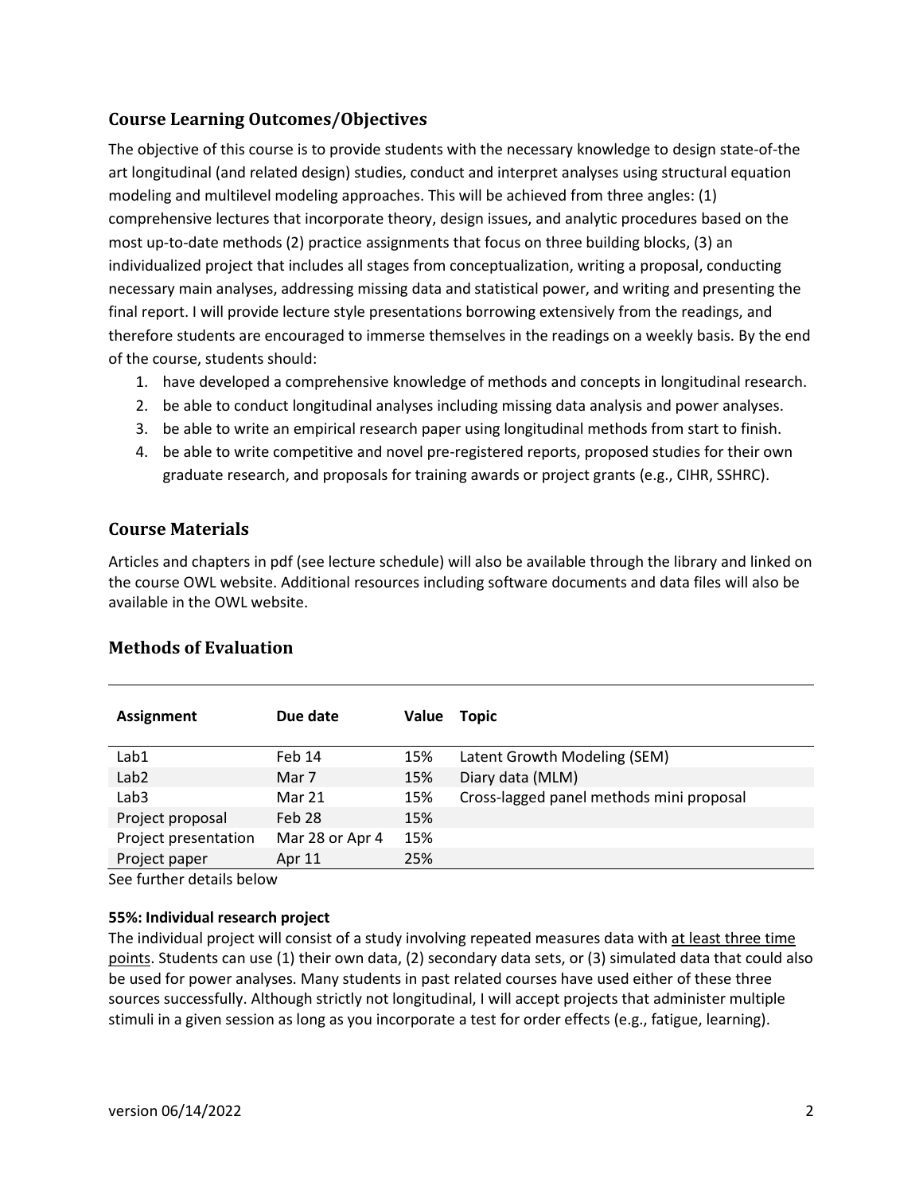## Course Learning Outcomes/Objectives

The objective of this course is to provide students with the necessary knowledge to design state-of-the art longitudinal (and related design) studies, conduct and interpret analyses using structural equation modeling and multilevel modeling approaches. This will be achieved from three angles: (1) comprehensive lectures that incorporate theory, design issues, and analytic procedures based on the most up-to-date methods (2) practice assignments that focus on three building blocks, (3) an individualized project that includes all stages from conceptualization, writing a proposal, conducting necessary main analyses, addressing missing data and statistical power, and writing and presenting the final report. I will provide lecture style presentations borrowing extensively from the readings, and therefore students are encouraged to immerse themselves in the readings on a weekly basis. By the end of the course, students should:

1. have developed a comprehensive knowledge of methods and concepts in longitudinal research.
2. be able to conduct longitudinal analyses including missing data analysis and power analyses.
3. be able to write an empirical research paper using longitudinal methods from start to finish.
4. be able to write competitive and novel pre-registered reports, proposed studies for their own graduate research, and proposals for training awards or project grants (e.g., CIHR, SSHRC).

## Course Materials

Articles and chapters in pdf (see lecture schedule) will also be available through the library and linked on the course OWL website. Additional resources including software documents and data files will also be available in the OWL website.

## Methods of Evaluation

| Assignment | Due date | Value | Topic |
|---|---|---|---|
| Lab1 | Feb 14 | 15% | Latent Growth Modeling (SEM) |
| Lab2 | Mar 7 | 15% | Diary data (MLM) |
| Lab3 | Mar 21 | 15% | Cross-lagged panel methods mini proposal |
| Project proposal | Feb 28 | 15% | |
| Project presentation | Mar 28 or Apr 4 | 15% | |
| Project paper | Apr 11 | 25% | |

See further details below

**55%: Individual research project**

The individual project will consist of a study involving repeated measures data with at least three time points. Students can use (1) their own data, (2) secondary data sets, or (3) simulated data that could also be used for power analyses. Many students in past related courses have used either of these three sources successfully. Although strictly not longitudinal, I will accept projects that administer multiple stimuli in a given session as long as you incorporate a test for order effects (e.g., fatigue, learning).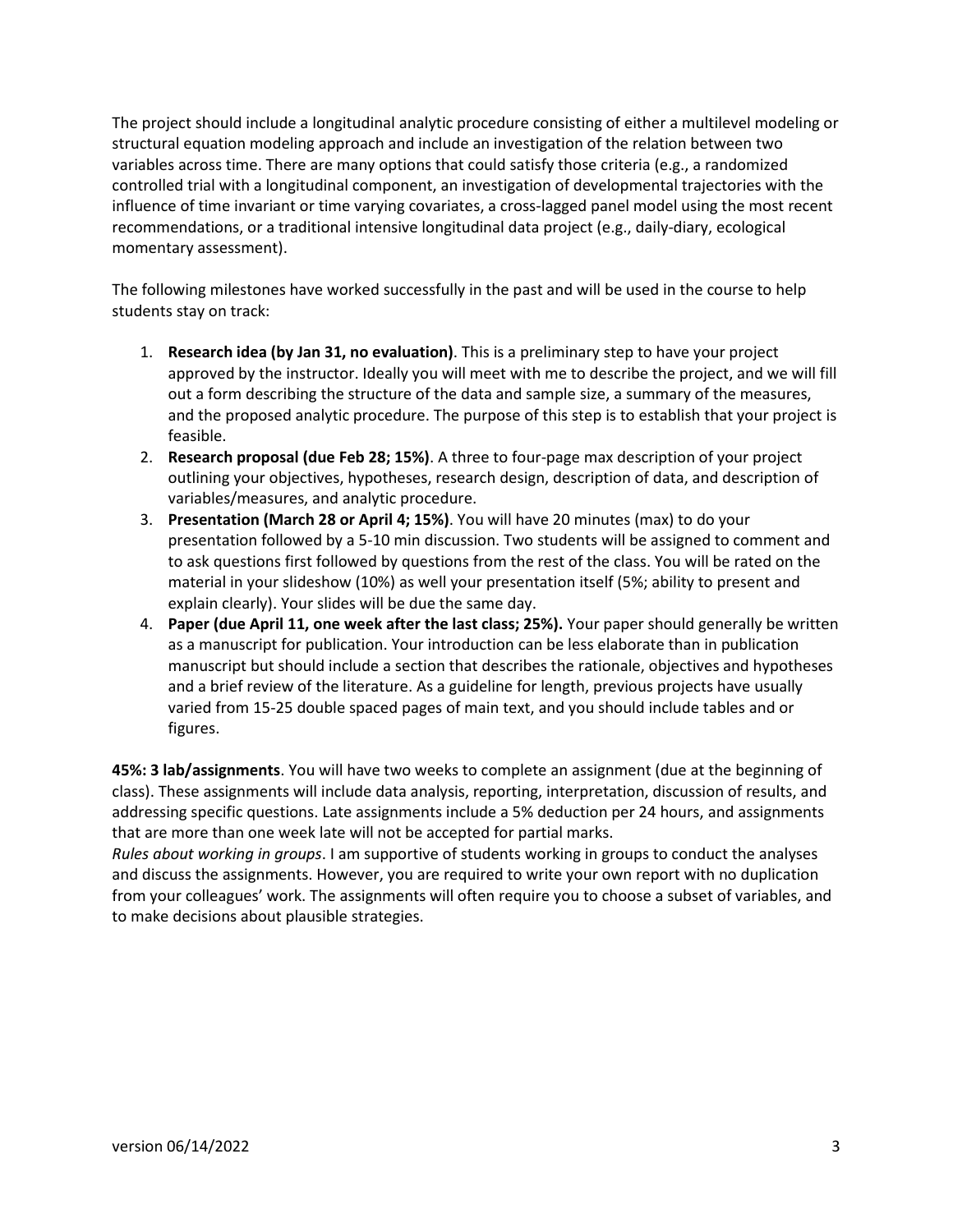The project should include a longitudinal analytic procedure consisting of either a multilevel modeling or structural equation modeling approach and include an investigation of the relation between two variables across time. There are many options that could satisfy those criteria (e.g., a randomized controlled trial with a longitudinal component, an investigation of developmental trajectories with the influence of time invariant or time varying covariates, a cross-lagged panel model using the most recent recommendations, or a traditional intensive longitudinal data project (e.g., daily-diary, ecological momentary assessment).

The following milestones have worked successfully in the past and will be used in the course to help students stay on track:

1. **Research idea (by Jan 31, no evaluation)**. This is a preliminary step to have your project approved by the instructor. Ideally you will meet with me to describe the project, and we will fill out a form describing the structure of the data and sample size, a summary of the measures, and the proposed analytic procedure. The purpose of this step is to establish that your project is feasible.
2. **Research proposal (due Feb 28; 15%)**. A three to four-page max description of your project outlining your objectives, hypotheses, research design, description of data, and description of variables/measures, and analytic procedure.
3. **Presentation (March 28 or April 4; 15%)**. You will have 20 minutes (max) to do your presentation followed by a 5-10 min discussion. Two students will be assigned to comment and to ask questions first followed by questions from the rest of the class. You will be rated on the material in your slideshow (10%) as well your presentation itself (5%; ability to present and explain clearly). Your slides will be due the same day.
4. **Paper (due April 11, one week after the last class; 25%).** Your paper should generally be written as a manuscript for publication. Your introduction can be less elaborate than in publication manuscript but should include a section that describes the rationale, objectives and hypotheses and a brief review of the literature. As a guideline for length, previous projects have usually varied from 15-25 double spaced pages of main text, and you should include tables and or figures.

**45%: 3 lab/assignments**. You will have two weeks to complete an assignment (due at the beginning of class). These assignments will include data analysis, reporting, interpretation, discussion of results, and addressing specific questions. Late assignments include a 5% deduction per 24 hours, and assignments that are more than one week late will not be accepted for partial marks.

*Rules about working in groups*. I am supportive of students working in groups to conduct the analyses and discuss the assignments. However, you are required to write your own report with no duplication from your colleagues' work. The assignments will often require you to choose a subset of variables, and to make decisions about plausible strategies.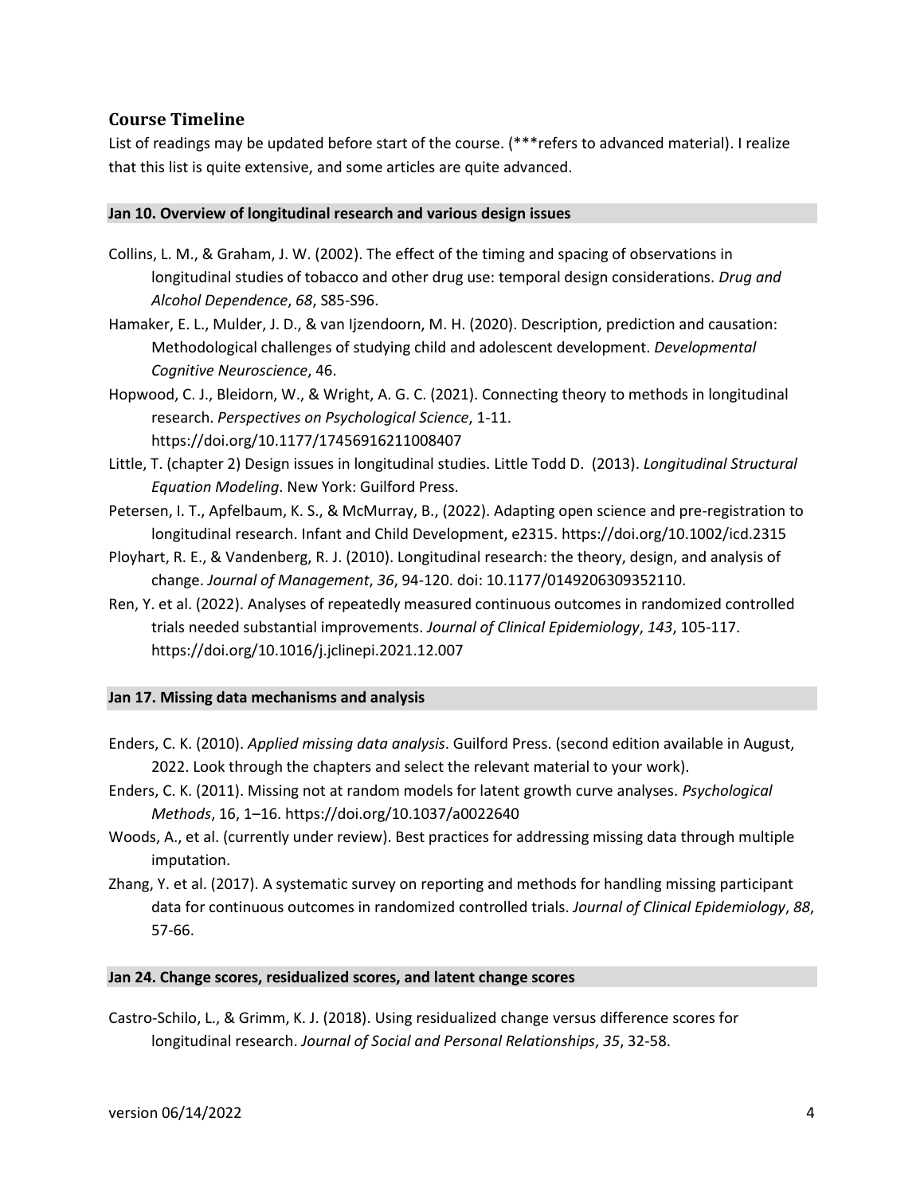## Course Timeline

List of readings may be updated before start of the course. (***refers to advanced material). I realize that this list is quite extensive, and some articles are quite advanced.

### Jan 10. Overview of longitudinal research and various design issues

Collins, L. M., & Graham, J. W. (2002). The effect of the timing and spacing of observations in longitudinal studies of tobacco and other drug use: temporal design considerations. *Drug and Alcohol Dependence*, *68*, S85-S96.

Hamaker, E. L., Mulder, J. D., & van Ijzendoorn, M. H. (2020). Description, prediction and causation: Methodological challenges of studying child and adolescent development. *Developmental Cognitive Neuroscience*, 46.

Hopwood, C. J., Bleidorn, W., & Wright, A. G. C. (2021). Connecting theory to methods in longitudinal research. *Perspectives on Psychological Science*, 1-11. https://doi.org/10.1177/17456916211008407

Little, T. (chapter 2) Design issues in longitudinal studies. Little Todd D. (2013). *Longitudinal Structural Equation Modeling*. New York: Guilford Press.

Petersen, I. T., Apfelbaum, K. S., & McMurray, B., (2022). Adapting open science and pre-registration to longitudinal research. Infant and Child Development, e2315. https://doi.org/10.1002/icd.2315

Ployhart, R. E., & Vandenberg, R. J. (2010). Longitudinal research: the theory, design, and analysis of change. *Journal of Management*, *36*, 94-120. doi: 10.1177/0149206309352110.

Ren, Y. et al. (2022). Analyses of repeatedly measured continuous outcomes in randomized controlled trials needed substantial improvements. *Journal of Clinical Epidemiology*, *143*, 105-117. https://doi.org/10.1016/j.jclinepi.2021.12.007

### Jan 17. Missing data mechanisms and analysis

Enders, C. K. (2010). *Applied missing data analysis*. Guilford Press. (second edition available in August, 2022. Look through the chapters and select the relevant material to your work).

Enders, C. K. (2011). Missing not at random models for latent growth curve analyses. *Psychological Methods*, 16, 1–16. https://doi.org/10.1037/a0022640

Woods, A., et al. (currently under review). Best practices for addressing missing data through multiple imputation.

Zhang, Y. et al. (2017). A systematic survey on reporting and methods for handling missing participant data for continuous outcomes in randomized controlled trials. *Journal of Clinical Epidemiology*, *88*, 57-66.

### Jan 24. Change scores, residualized scores, and latent change scores

Castro-Schilo, L., & Grimm, K. J. (2018). Using residualized change versus difference scores for longitudinal research. *Journal of Social and Personal Relationships*, *35*, 32-58.

version 06/14/2022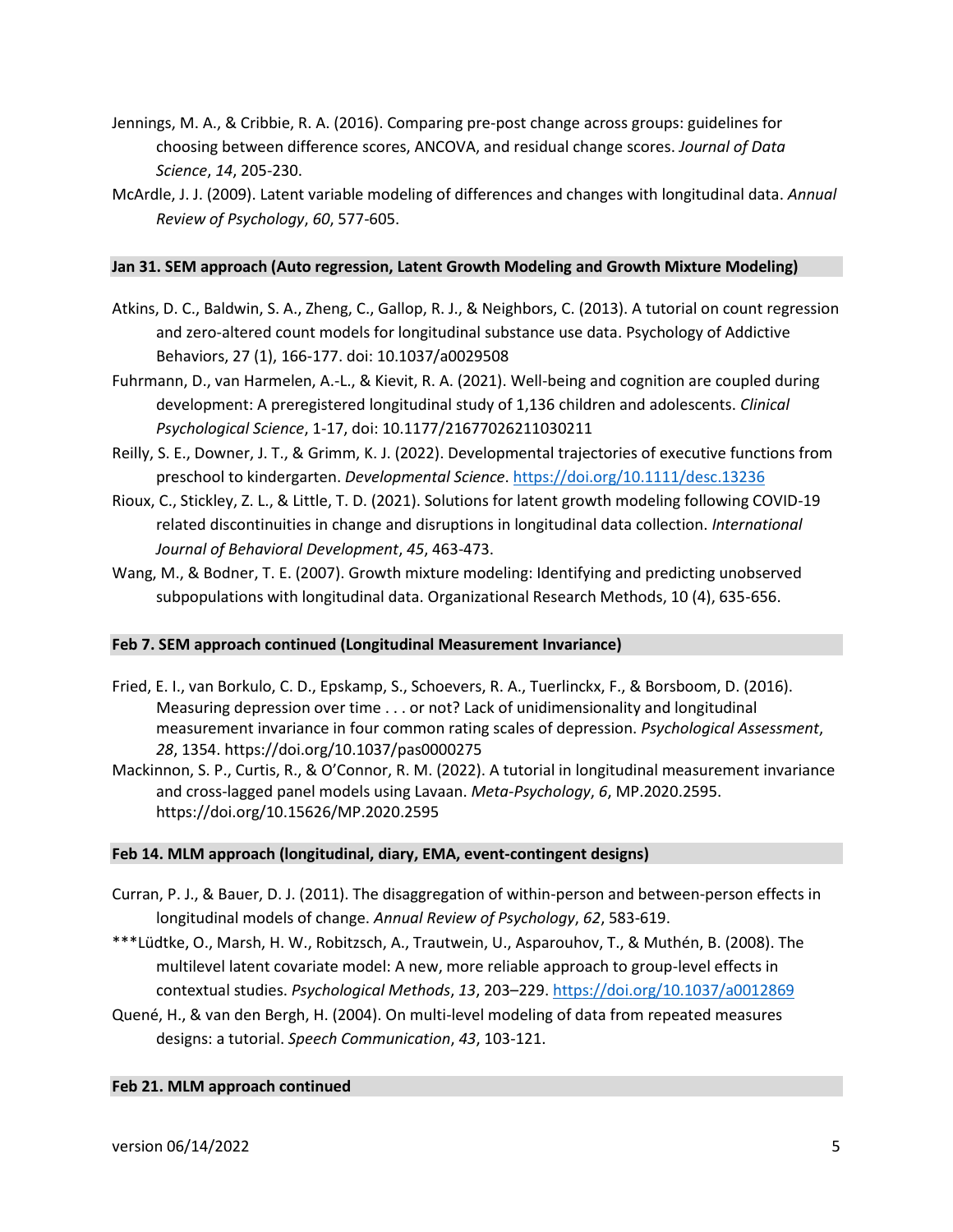Jennings, M. A., & Cribbie, R. A. (2016). Comparing pre-post change across groups: guidelines for choosing between difference scores, ANCOVA, and residual change scores. *Journal of Data Science*, *14*, 205-230.

McArdle, J. J. (2009). Latent variable modeling of differences and changes with longitudinal data. *Annual Review of Psychology*, *60*, 577-605.

**Jan 31. SEM approach (Auto regression, Latent Growth Modeling and Growth Mixture Modeling)**

Atkins, D. C., Baldwin, S. A., Zheng, C., Gallop, R. J., & Neighbors, C. (2013). A tutorial on count regression and zero-altered count models for longitudinal substance use data. Psychology of Addictive Behaviors, 27 (1), 166-177. doi: 10.1037/a0029508

Fuhrmann, D., van Harmelen, A.-L., & Kievit, R. A. (2021). Well-being and cognition are coupled during development: A preregistered longitudinal study of 1,136 children and adolescents. *Clinical Psychological Science*, 1-17, doi: 10.1177/21677026211030211

Reilly, S. E., Downer, J. T., & Grimm, K. J. (2022). Developmental trajectories of executive functions from preschool to kindergarten. *Developmental Science*. https://doi.org/10.1111/desc.13236

Rioux, C., Stickley, Z. L., & Little, T. D. (2021). Solutions for latent growth modeling following COVID-19 related discontinuities in change and disruptions in longitudinal data collection. *International Journal of Behavioral Development*, *45*, 463-473.

Wang, M., & Bodner, T. E. (2007). Growth mixture modeling: Identifying and predicting unobserved subpopulations with longitudinal data. Organizational Research Methods, 10 (4), 635-656.

**Feb 7. SEM approach continued (Longitudinal Measurement Invariance)**

Fried, E. I., van Borkulo, C. D., Epskamp, S., Schoevers, R. A., Tuerlinckx, F., & Borsboom, D. (2016). Measuring depression over time . . . or not? Lack of unidimensionality and longitudinal measurement invariance in four common rating scales of depression. *Psychological Assessment*, *28*, 1354. https://doi.org/10.1037/pas0000275

Mackinnon, S. P., Curtis, R., & O'Connor, R. M. (2022). A tutorial in longitudinal measurement invariance and cross-lagged panel models using Lavaan. *Meta-Psychology*, *6*, MP.2020.2595. https://doi.org/10.15626/MP.2020.2595

**Feb 14. MLM approach (longitudinal, diary, EMA, event-contingent designs)**

Curran, P. J., & Bauer, D. J. (2011). The disaggregation of within-person and between-person effects in longitudinal models of change. *Annual Review of Psychology*, *62*, 583-619.

***Lüdtke, O., Marsh, H. W., Robitzsch, A., Trautwein, U., Asparouhov, T., & Muthén, B. (2008). The multilevel latent covariate model: A new, more reliable approach to group-level effects in contextual studies. *Psychological Methods*, *13*, 203–229. https://doi.org/10.1037/a0012869

Quené, H., & van den Bergh, H. (2004). On multi-level modeling of data from repeated measures designs: a tutorial. *Speech Communication*, *43*, 103-121.

**Feb 21. MLM approach continued**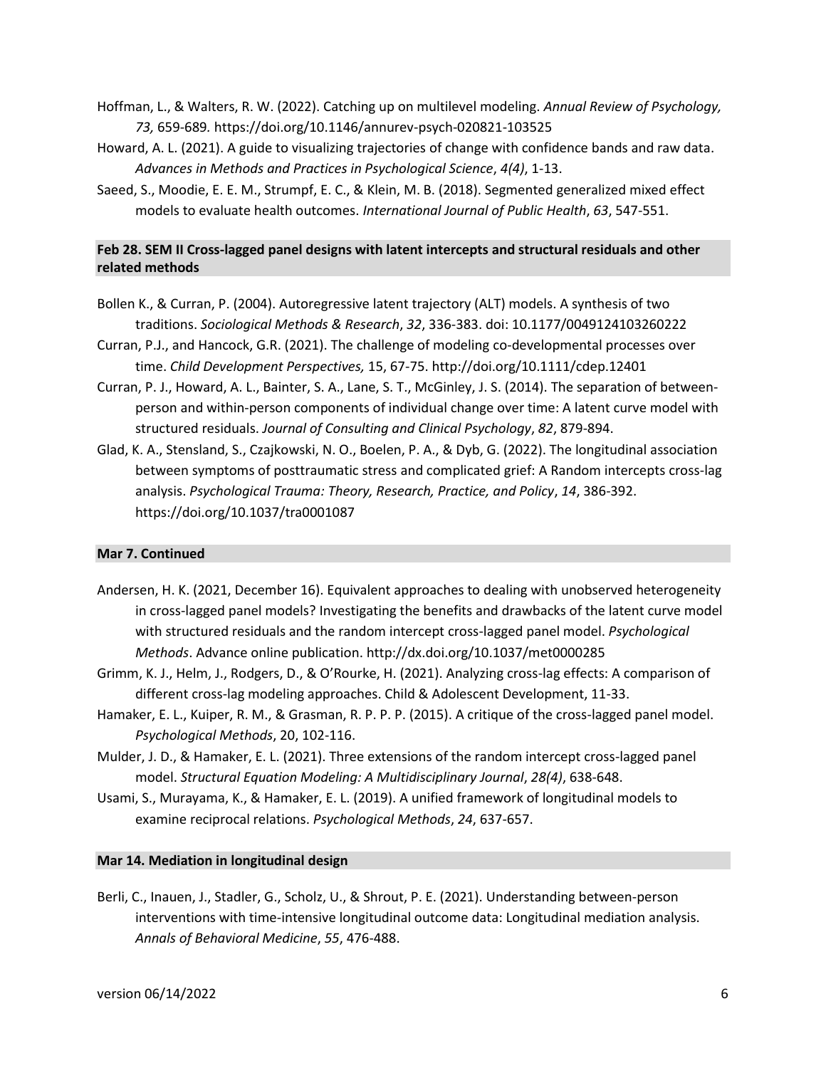Hoffman, L., & Walters, R. W. (2022). Catching up on multilevel modeling. *Annual Review of Psychology, 73,* 659-689. https://doi.org/10.1146/annurev-psych-020821-103525

Howard, A. L. (2021). A guide to visualizing trajectories of change with confidence bands and raw data. *Advances in Methods and Practices in Psychological Science*, *4(4)*, 1-13.

Saeed, S., Moodie, E. E. M., Strumpf, E. C., & Klein, M. B. (2018). Segmented generalized mixed effect models to evaluate health outcomes. *International Journal of Public Health*, *63*, 547-551.

**Feb 28. SEM II Cross-lagged panel designs with latent intercepts and structural residuals and other related methods**

Bollen K., & Curran, P. (2004). Autoregressive latent trajectory (ALT) models. A synthesis of two traditions. *Sociological Methods & Research*, *32*, 336-383. doi: 10.1177/0049124103260222

Curran, P.J., and Hancock, G.R. (2021). The challenge of modeling co-developmental processes over time. *Child Development Perspectives,* 15, 67-75. http://doi.org/10.1111/cdep.12401

Curran, P. J., Howard, A. L., Bainter, S. A., Lane, S. T., McGinley, J. S. (2014). The separation of between-person and within-person components of individual change over time: A latent curve model with structured residuals. *Journal of Consulting and Clinical Psychology*, *82*, 879-894.

Glad, K. A., Stensland, S., Czajkowski, N. O., Boelen, P. A., & Dyb, G. (2022). The longitudinal association between symptoms of posttraumatic stress and complicated grief: A Random intercepts cross-lag analysis. *Psychological Trauma: Theory, Research, Practice, and Policy*, *14*, 386-392. https://doi.org/10.1037/tra0001087

**Mar 7. Continued**

Andersen, H. K. (2021, December 16). Equivalent approaches to dealing with unobserved heterogeneity in cross-lagged panel models? Investigating the benefits and drawbacks of the latent curve model with structured residuals and the random intercept cross-lagged panel model. *Psychological Methods*. Advance online publication. http://dx.doi.org/10.1037/met0000285

Grimm, K. J., Helm, J., Rodgers, D., & O'Rourke, H. (2021). Analyzing cross-lag effects: A comparison of different cross-lag modeling approaches. Child & Adolescent Development, 11-33.

Hamaker, E. L., Kuiper, R. M., & Grasman, R. P. P. P. (2015). A critique of the cross-lagged panel model. *Psychological Methods*, 20, 102-116.

Mulder, J. D., & Hamaker, E. L. (2021). Three extensions of the random intercept cross-lagged panel model. *Structural Equation Modeling: A Multidisciplinary Journal*, *28(4)*, 638-648.

Usami, S., Murayama, K., & Hamaker, E. L. (2019). A unified framework of longitudinal models to examine reciprocal relations. *Psychological Methods*, *24*, 637-657.

**Mar 14. Mediation in longitudinal design**

Berli, C., Inauen, J., Stadler, G., Scholz, U., & Shrout, P. E. (2021). Understanding between-person interventions with time-intensive longitudinal outcome data: Longitudinal mediation analysis. *Annals of Behavioral Medicine*, *55*, 476-488.

version 06/14/2022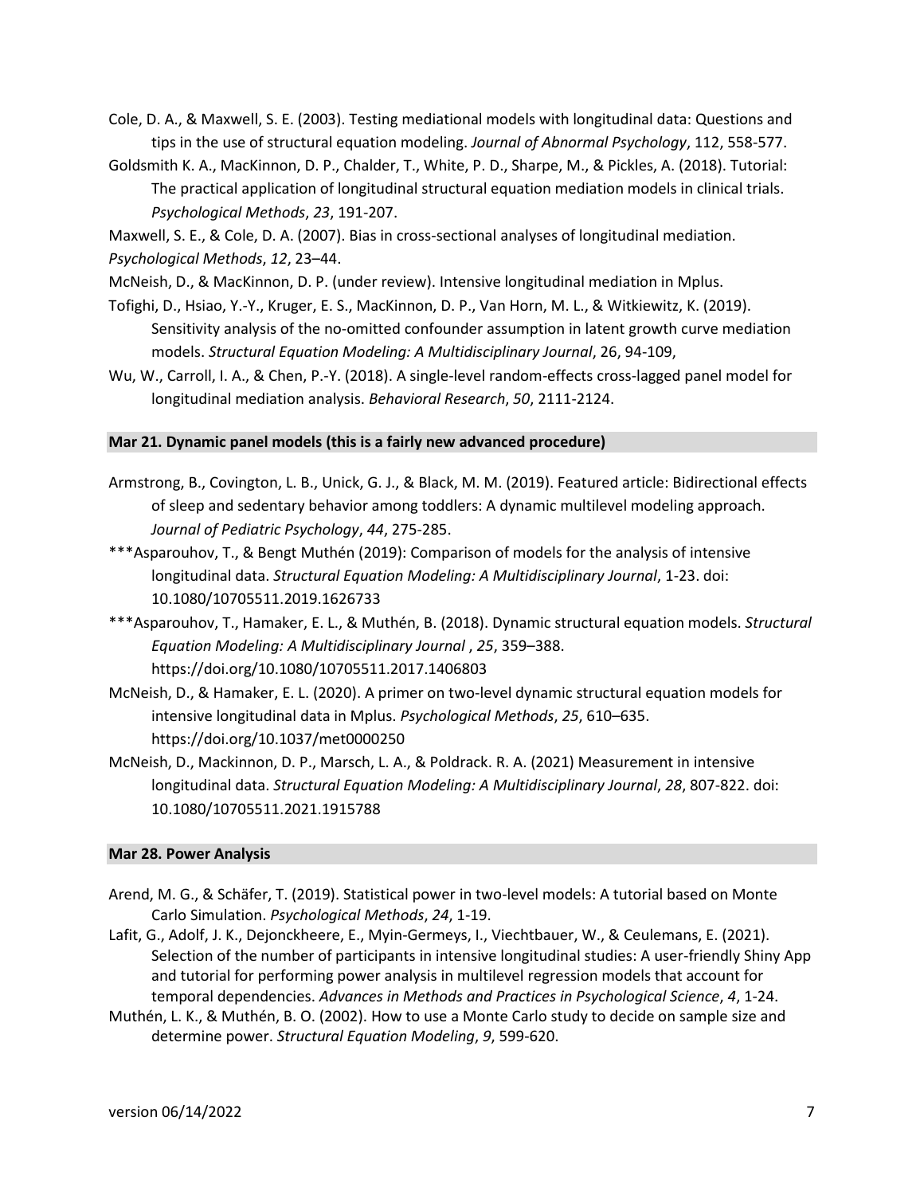Cole, D. A., & Maxwell, S. E. (2003). Testing mediational models with longitudinal data: Questions and tips in the use of structural equation modeling. *Journal of Abnormal Psychology*, 112, 558-577.

Goldsmith K. A., MacKinnon, D. P., Chalder, T., White, P. D., Sharpe, M., & Pickles, A. (2018). Tutorial: The practical application of longitudinal structural equation mediation models in clinical trials. *Psychological Methods*, *23*, 191-207.

Maxwell, S. E., & Cole, D. A. (2007). Bias in cross-sectional analyses of longitudinal mediation. *Psychological Methods*, *12*, 23–44.

McNeish, D., & MacKinnon, D. P. (under review). Intensive longitudinal mediation in Mplus.

Tofighi, D., Hsiao, Y.-Y., Kruger, E. S., MacKinnon, D. P., Van Horn, M. L., & Witkiewitz, K. (2019). Sensitivity analysis of the no-omitted confounder assumption in latent growth curve mediation models. *Structural Equation Modeling: A Multidisciplinary Journal*, 26, 94-109,

Wu, W., Carroll, I. A., & Chen, P.-Y. (2018). A single-level random-effects cross-lagged panel model for longitudinal mediation analysis. *Behavioral Research*, *50*, 2111-2124.

## Mar 21. Dynamic panel models (this is a fairly new advanced procedure)

Armstrong, B., Covington, L. B., Unick, G. J., & Black, M. M. (2019). Featured article: Bidirectional effects of sleep and sedentary behavior among toddlers: A dynamic multilevel modeling approach. *Journal of Pediatric Psychology*, *44*, 275-285.

***Asparouhov, T., & Bengt Muthén (2019): Comparison of models for the analysis of intensive longitudinal data. *Structural Equation Modeling: A Multidisciplinary Journal*, 1-23. doi: 10.1080/10705511.2019.1626733

***Asparouhov, T., Hamaker, E. L., & Muthén, B. (2018). Dynamic structural equation models. *Structural Equation Modeling: A Multidisciplinary Journal* , *25*, 359–388. https://doi.org/10.1080/10705511.2017.1406803

McNeish, D., & Hamaker, E. L. (2020). A primer on two-level dynamic structural equation models for intensive longitudinal data in Mplus. *Psychological Methods*, *25*, 610–635. https://doi.org/10.1037/met0000250

McNeish, D., Mackinnon, D. P., Marsch, L. A., & Poldrack. R. A. (2021) Measurement in intensive longitudinal data. *Structural Equation Modeling: A Multidisciplinary Journal*, *28*, 807-822. doi: 10.1080/10705511.2021.1915788

## Mar 28. Power Analysis

Arend, M. G., & Schäfer, T. (2019). Statistical power in two-level models: A tutorial based on Monte Carlo Simulation. *Psychological Methods*, *24*, 1-19.

Lafit, G., Adolf, J. K., Dejonckheere, E., Myin-Germeys, I., Viechtbauer, W., & Ceulemans, E. (2021). Selection of the number of participants in intensive longitudinal studies: A user-friendly Shiny App and tutorial for performing power analysis in multilevel regression models that account for temporal dependencies. *Advances in Methods and Practices in Psychological Science*, *4*, 1-24.

Muthén, L. K., & Muthén, B. O. (2002). How to use a Monte Carlo study to decide on sample size and determine power. *Structural Equation Modeling*, *9*, 599-620.

version 06/14/2022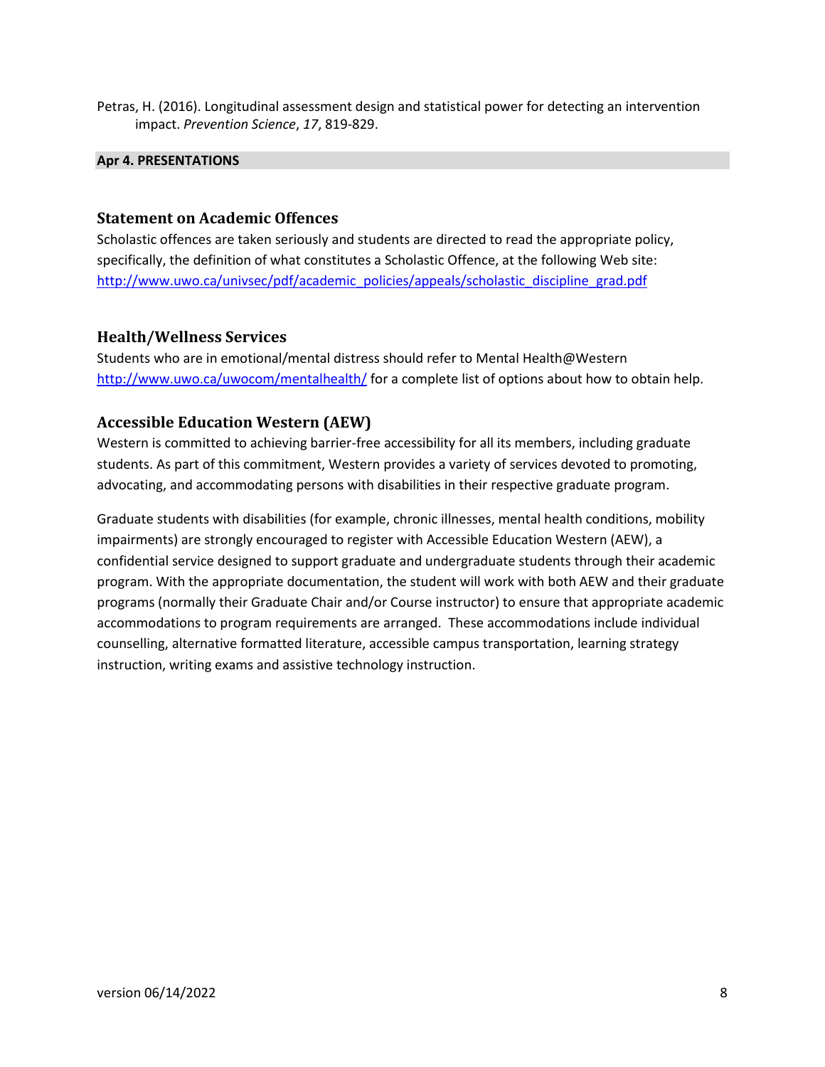Petras, H. (2016). Longitudinal assessment design and statistical power for detecting an intervention impact. *Prevention Science*, *17*, 819-829.

**Apr 4. PRESENTATIONS**

### Statement on Academic Offences

Scholastic offences are taken seriously and students are directed to read the appropriate policy, specifically, the definition of what constitutes a Scholastic Offence, at the following Web site: http://www.uwo.ca/univsec/pdf/academic_policies/appeals/scholastic_discipline_grad.pdf

### Health/Wellness Services

Students who are in emotional/mental distress should refer to Mental Health@Western http://www.uwo.ca/uwocom/mentalhealth/ for a complete list of options about how to obtain help.

### Accessible Education Western (AEW)

Western is committed to achieving barrier-free accessibility for all its members, including graduate students. As part of this commitment, Western provides a variety of services devoted to promoting, advocating, and accommodating persons with disabilities in their respective graduate program.

Graduate students with disabilities (for example, chronic illnesses, mental health conditions, mobility impairments) are strongly encouraged to register with Accessible Education Western (AEW), a confidential service designed to support graduate and undergraduate students through their academic program. With the appropriate documentation, the student will work with both AEW and their graduate programs (normally their Graduate Chair and/or Course instructor) to ensure that appropriate academic accommodations to program requirements are arranged. These accommodations include individual counselling, alternative formatted literature, accessible campus transportation, learning strategy instruction, writing exams and assistive technology instruction.